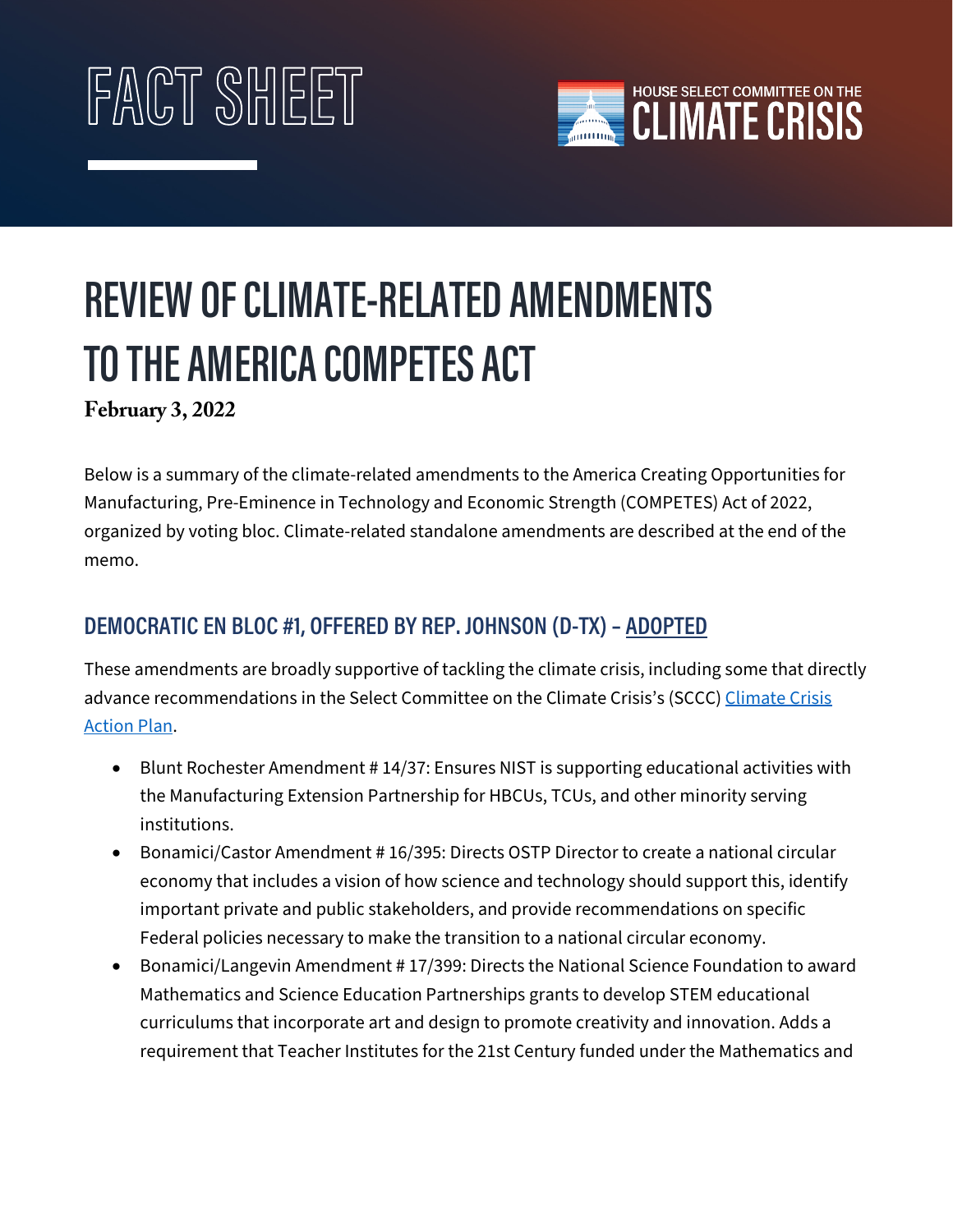# FACT SHEET

HOUSE SELECT COMMITTEE ON THE CLIMATE CRISIS

# REVIEW OF CLIMATE-RELATED AMENDMENTS TO THE AMERICA COMPETES ACT

**February 3, 2022**

Below is a summary of the climate-related amendments to the America Creating Opportunities for Manufacturing, Pre-Eminence in Technology and Economic Strength (COMPETES) Act of 2022, organized by voting bloc. Climate-related standalone amendments are described at the end of the memo.

## DEMOCRATIC EN BLOC #1, OFFERED BY REP. JOHNSON (D-TX) – ADOPTED

These amendments are broadly supportive of tackling the climate crisis, including some that directly advance recommendations in the Select Committee on the Climate Crisis's (SCCC) Climate Crisis Action Plan.

- Blunt Rochester Amendment # 14/37: Ensures NIST is supporting educational activities with the Manufacturing Extension Partnership for HBCUs, TCUs, and other minority serving institutions.
- Bonamici/Castor Amendment # 16/395: Directs OSTP Director to create a national circular economy that includes a vision of how science and technology should support this, identify important private and public stakeholders, and provide recommendations on specific Federal policies necessary to make the transition to a national circular economy.
- Bonamici/Langevin Amendment # 17/399: Directs the National Science Foundation to award Mathematics and Science Education Partnerships grants to develop STEM educational curriculums that incorporate art and design to promote creativity and innovation. Adds a requirement that Teacher Institutes for the 21st Century funded under the Mathematics and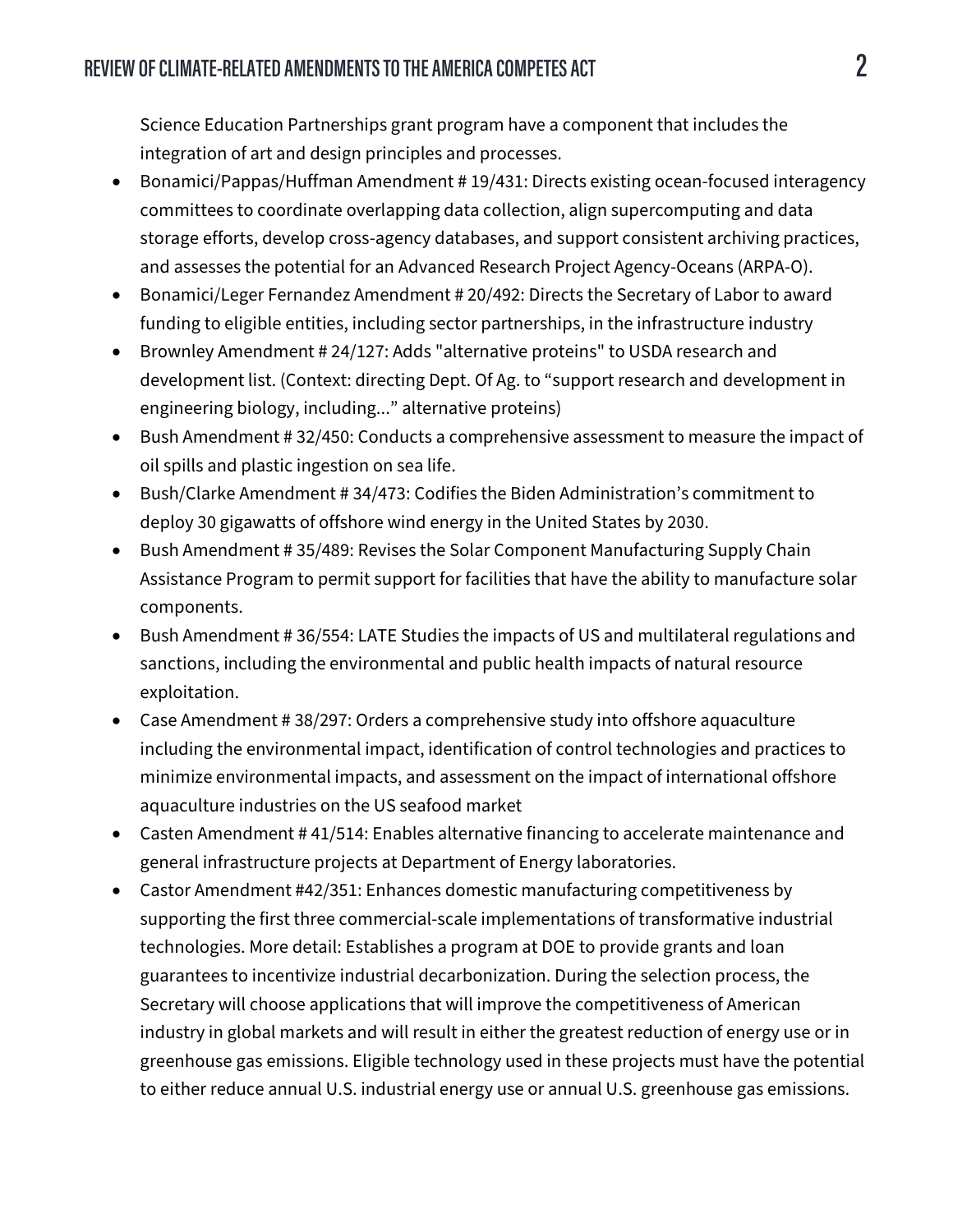Science Education Partnerships grant program have a component that includes the integration of art and design principles and processes.

- Bonamici/Pappas/Huffman Amendment # 19/431: Directs existing ocean-focused interagency committees to coordinate overlapping data collection, align supercomputing and data storage efforts, develop cross-agency databases, and support consistent archiving practices, and assesses the potential for an Advanced Research Project Agency-Oceans (ARPA-O).
- Bonamici/Leger Fernandez Amendment # 20/492: Directs the Secretary of Labor to award funding to eligible entities, including sector partnerships, in the infrastructure industry
- Brownley Amendment # 24/127: Adds "alternative proteins" to USDA research and development list. (Context: directing Dept. Of Ag. to "support research and development in engineering biology, including..." alternative proteins)
- Bush Amendment # 32/450: Conducts a comprehensive assessment to measure the impact of oil spills and plastic ingestion on sea life.
- Bush/Clarke Amendment # 34/473: Codifies the Biden Administration's commitment to deploy 30 gigawatts of offshore wind energy in the United States by 2030.
- Bush Amendment # 35/489: Revises the Solar Component Manufacturing Supply Chain Assistance Program to permit support for facilities that have the ability to manufacture solar components.
- Bush Amendment # 36/554: LATE Studies the impacts of US and multilateral regulations and sanctions, including the environmental and public health impacts of natural resource exploitation.
- Case Amendment # 38/297: Orders a comprehensive study into offshore aquaculture including the environmental impact, identification of control technologies and practices to minimize environmental impacts, and assessment on the impact of international offshore aquaculture industries on the US seafood market
- Casten Amendment # 41/514: Enables alternative financing to accelerate maintenance and general infrastructure projects at Department of Energy laboratories.
- Castor Amendment #42/351: Enhances domestic manufacturing competitiveness by supporting the first three commercial-scale implementations of transformative industrial technologies. More detail: Establishes a program at DOE to provide grants and loan guarantees to incentivize industrial decarbonization. During the selection process, the Secretary will choose applications that will improve the competitiveness of American industry in global markets and will result in either the greatest reduction of energy use or in greenhouse gas emissions. Eligible technology used in these projects must have the potential to either reduce annual U.S. industrial energy use or annual U.S. greenhouse gas emissions.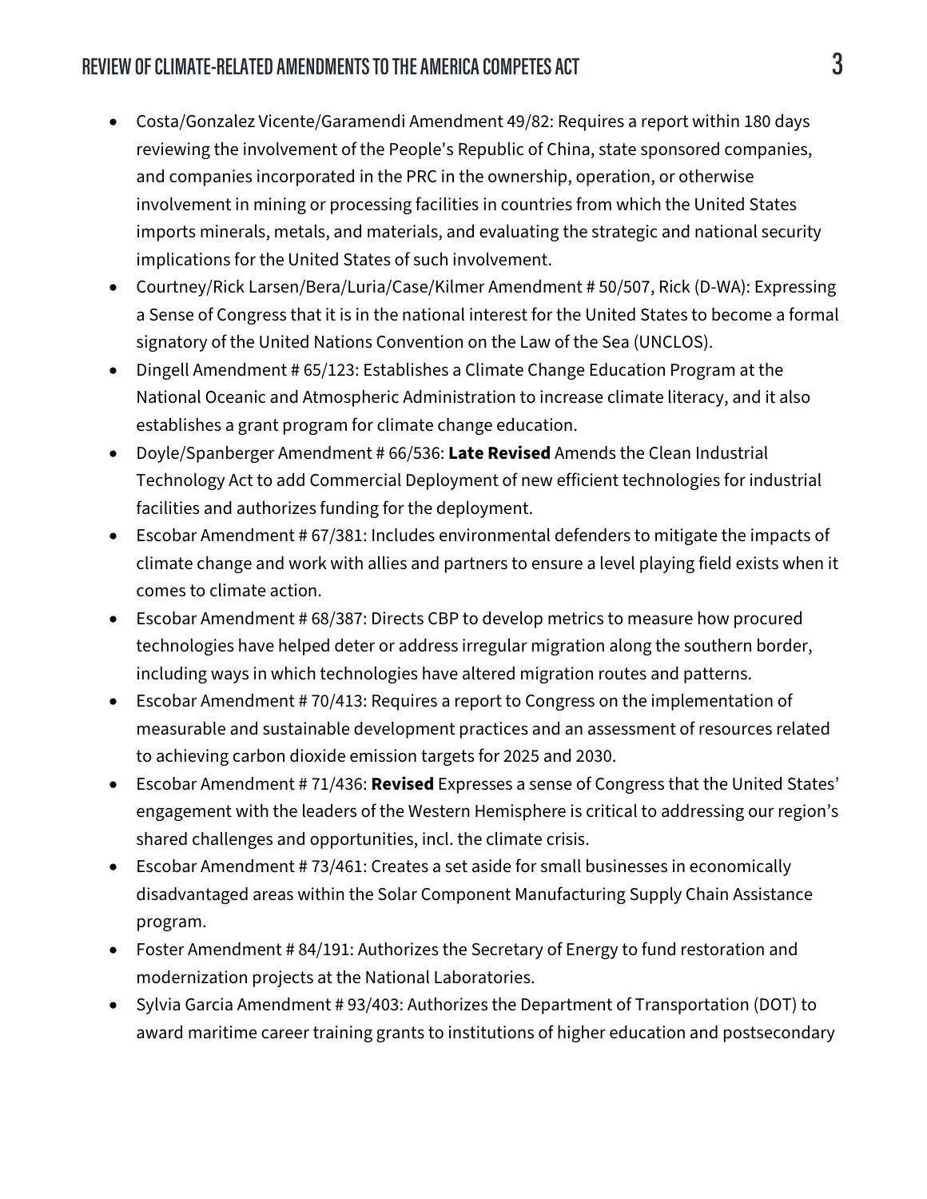- Costa/Gonzalez Vicente/Garamendi Amendment 49/82: Requires a report within 180 days reviewing the involvement of the People's Republic of China, state sponsored companies, and companies incorporated in the PRC in the ownership, operation, or otherwise involvement in mining or processing facilities in countries from which the United States imports minerals, metals, and materials, and evaluating the strategic and national security implications for the United States of such involvement.
- Courtney/Rick Larsen/Bera/Luria/Case/Kilmer Amendment # 50/507, Rick (D-WA): Expressing a Sense of Congress that it is in the national interest for the United States to become a formal signatory of the United Nations Convention on the Law of the Sea (UNCLOS).
- Dingell Amendment # 65/123: Establishes a Climate Change Education Program at the National Oceanic and Atmospheric Administration to increase climate literacy, and it also establishes a grant program for climate change education.
- Doyle/Spanberger Amendment # 66/536: **Late Revised** Amends the Clean Industrial Technology Act to add Commercial Deployment of new efficient technologies for industrial facilities and authorizes funding for the deployment.
- Escobar Amendment # 67/381: Includes environmental defenders to mitigate the impacts of climate change and work with allies and partners to ensure a level playing field exists when it comes to climate action.
- Escobar Amendment # 68/387: Directs CBP to develop metrics to measure how procured technologies have helped deter or address irregular migration along the southern border, including ways in which technologies have altered migration routes and patterns.
- Escobar Amendment # 70/413: Requires a report to Congress on the implementation of measurable and sustainable development practices and an assessment of resources related to achieving carbon dioxide emission targets for 2025 and 2030.
- Escobar Amendment # 71/436: **Revised** Expresses a sense of Congress that the United States' engagement with the leaders of the Western Hemisphere is critical to addressing our region's shared challenges and opportunities, incl. the climate crisis.
- Escobar Amendment # 73/461: Creates a set aside for small businesses in economically disadvantaged areas within the Solar Component Manufacturing Supply Chain Assistance program.
- Foster Amendment # 84/191: Authorizes the Secretary of Energy to fund restoration and modernization projects at the National Laboratories.
- Sylvia Garcia Amendment # 93/403: Authorizes the Department of Transportation (DOT) to award maritime career training grants to institutions of higher education and postsecondary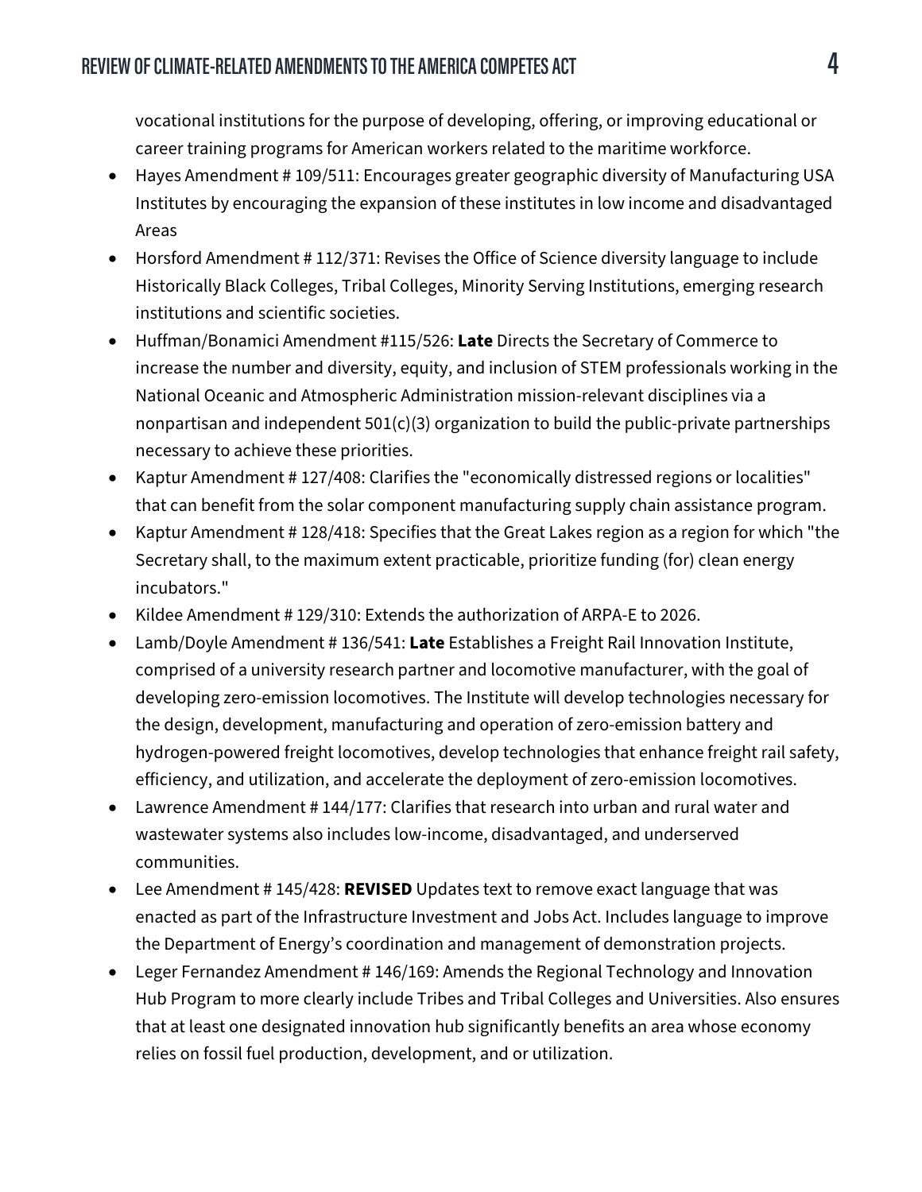vocational institutions for the purpose of developing, offering, or improving educational or career training programs for American workers related to the maritime workforce.

- Hayes Amendment # 109/511: Encourages greater geographic diversity of Manufacturing USA Institutes by encouraging the expansion of these institutes in low income and disadvantaged Areas
- Horsford Amendment # 112/371: Revises the Office of Science diversity language to include Historically Black Colleges, Tribal Colleges, Minority Serving Institutions, emerging research institutions and scientific societies.
- Huffman/Bonamici Amendment #115/526: **Late** Directs the Secretary of Commerce to increase the number and diversity, equity, and inclusion of STEM professionals working in the National Oceanic and Atmospheric Administration mission-relevant disciplines via a nonpartisan and independent 501(c)(3) organization to build the public-private partnerships necessary to achieve these priorities.
- Kaptur Amendment # 127/408: Clarifies the "economically distressed regions or localities" that can benefit from the solar component manufacturing supply chain assistance program.
- Kaptur Amendment # 128/418: Specifies that the Great Lakes region as a region for which "the Secretary shall, to the maximum extent practicable, prioritize funding (for) clean energy incubators."
- Kildee Amendment # 129/310: Extends the authorization of ARPA-E to 2026.
- Lamb/Doyle Amendment # 136/541: **Late** Establishes a Freight Rail Innovation Institute, comprised of a university research partner and locomotive manufacturer, with the goal of developing zero-emission locomotives. The Institute will develop technologies necessary for the design, development, manufacturing and operation of zero-emission battery and hydrogen-powered freight locomotives, develop technologies that enhance freight rail safety, efficiency, and utilization, and accelerate the deployment of zero-emission locomotives.
- Lawrence Amendment # 144/177: Clarifies that research into urban and rural water and wastewater systems also includes low-income, disadvantaged, and underserved communities.
- Lee Amendment # 145/428: **REVISED** Updates text to remove exact language that was enacted as part of the Infrastructure Investment and Jobs Act. Includes language to improve the Department of Energy's coordination and management of demonstration projects.
- Leger Fernandez Amendment # 146/169: Amends the Regional Technology and Innovation Hub Program to more clearly include Tribes and Tribal Colleges and Universities. Also ensures that at least one designated innovation hub significantly benefits an area whose economy relies on fossil fuel production, development, and or utilization.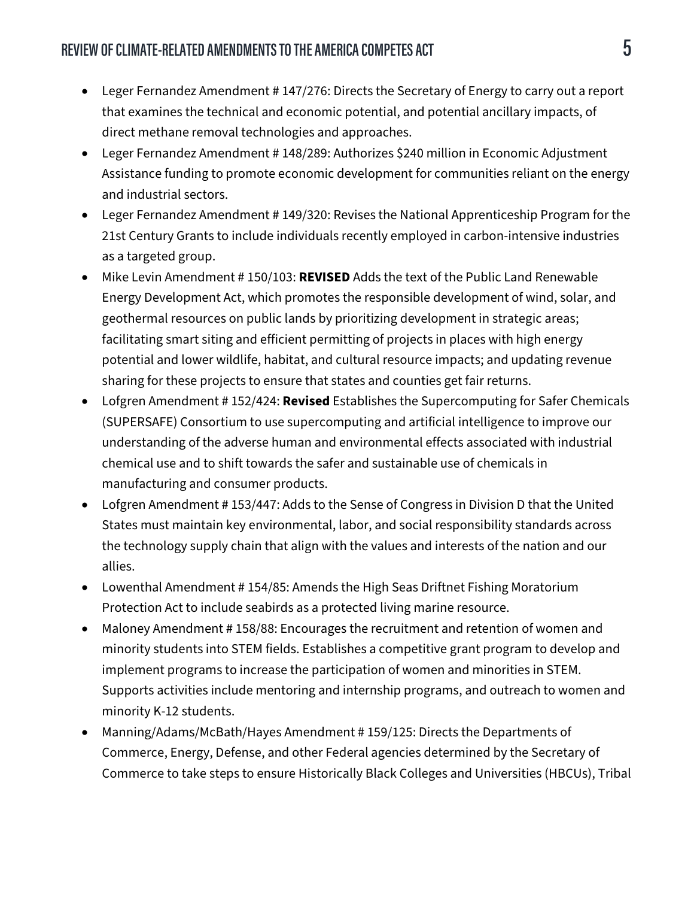- Leger Fernandez Amendment # 147/276: Directs the Secretary of Energy to carry out a report that examines the technical and economic potential, and potential ancillary impacts, of direct methane removal technologies and approaches.
- Leger Fernandez Amendment # 148/289: Authorizes $240 million in Economic Adjustment Assistance funding to promote economic development for communities reliant on the energy and industrial sectors.
- Leger Fernandez Amendment # 149/320: Revises the National Apprenticeship Program for the 21st Century Grants to include individuals recently employed in carbon-intensive industries as a targeted group.
- Mike Levin Amendment # 150/103: **REVISED** Adds the text of the Public Land Renewable Energy Development Act, which promotes the responsible development of wind, solar, and geothermal resources on public lands by prioritizing development in strategic areas; facilitating smart siting and efficient permitting of projects in places with high energy potential and lower wildlife, habitat, and cultural resource impacts; and updating revenue sharing for these projects to ensure that states and counties get fair returns.
- Lofgren Amendment # 152/424: **Revised** Establishes the Supercomputing for Safer Chemicals (SUPERSAFE) Consortium to use supercomputing and artificial intelligence to improve our understanding of the adverse human and environmental effects associated with industrial chemical use and to shift towards the safer and sustainable use of chemicals in manufacturing and consumer products.
- Lofgren Amendment # 153/447: Adds to the Sense of Congress in Division D that the United States must maintain key environmental, labor, and social responsibility standards across the technology supply chain that align with the values and interests of the nation and our allies.
- Lowenthal Amendment # 154/85: Amends the High Seas Driftnet Fishing Moratorium Protection Act to include seabirds as a protected living marine resource.
- Maloney Amendment # 158/88: Encourages the recruitment and retention of women and minority students into STEM fields. Establishes a competitive grant program to develop and implement programs to increase the participation of women and minorities in STEM. Supports activities include mentoring and internship programs, and outreach to women and minority K-12 students.
- Manning/Adams/McBath/Hayes Amendment # 159/125: Directs the Departments of Commerce, Energy, Defense, and other Federal agencies determined by the Secretary of Commerce to take steps to ensure Historically Black Colleges and Universities (HBCUs), Tribal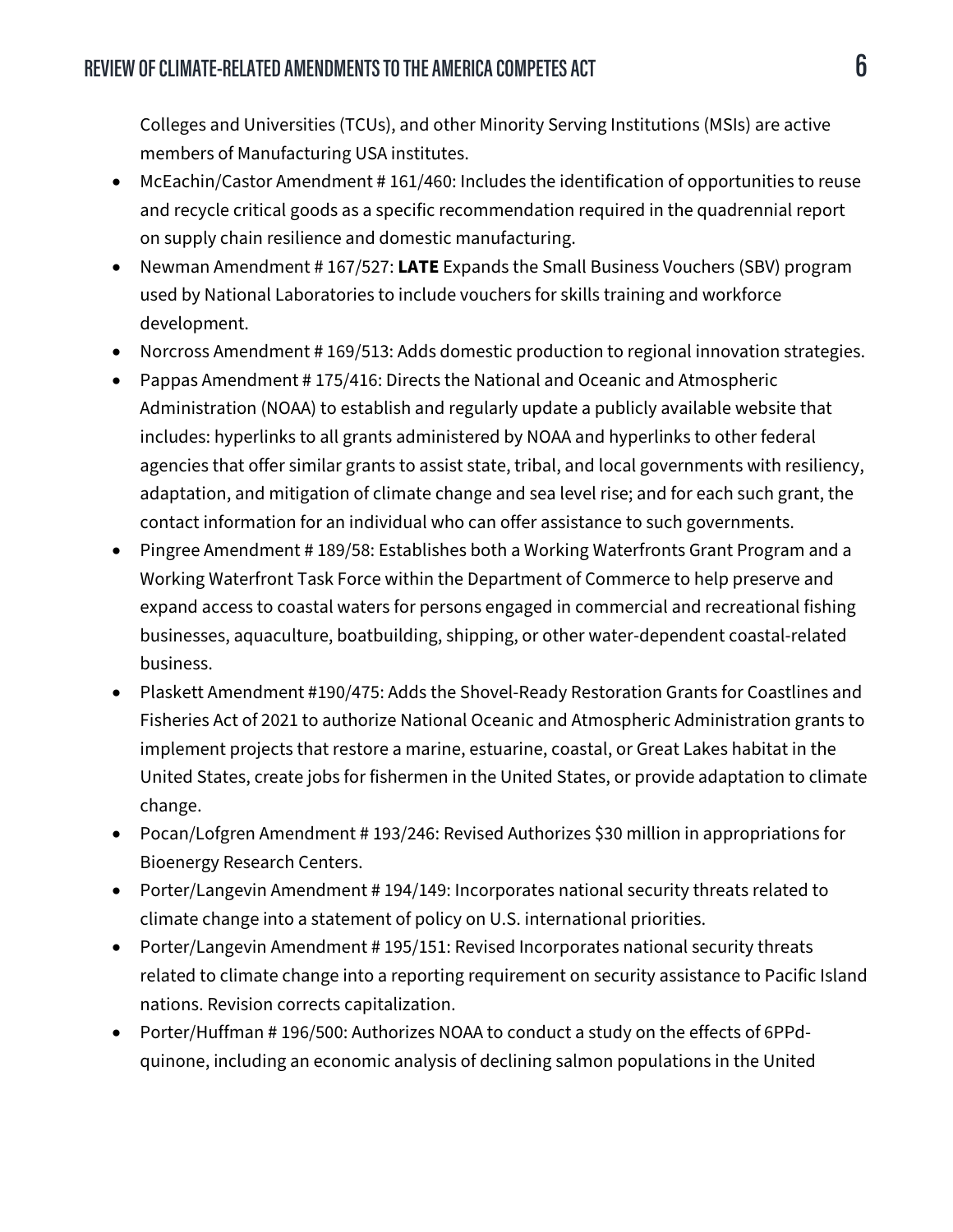Colleges and Universities (TCUs), and other Minority Serving Institutions (MSIs) are active members of Manufacturing USA institutes.

- McEachin/Castor Amendment # 161/460: Includes the identification of opportunities to reuse and recycle critical goods as a specific recommendation required in the quadrennial report on supply chain resilience and domestic manufacturing.
- Newman Amendment # 167/527: **LATE** Expands the Small Business Vouchers (SBV) program used by National Laboratories to include vouchers for skills training and workforce development.
- Norcross Amendment # 169/513: Adds domestic production to regional innovation strategies.
- Pappas Amendment # 175/416: Directs the National and Oceanic and Atmospheric Administration (NOAA) to establish and regularly update a publicly available website that includes: hyperlinks to all grants administered by NOAA and hyperlinks to other federal agencies that offer similar grants to assist state, tribal, and local governments with resiliency, adaptation, and mitigation of climate change and sea level rise; and for each such grant, the contact information for an individual who can offer assistance to such governments.
- Pingree Amendment # 189/58: Establishes both a Working Waterfronts Grant Program and a Working Waterfront Task Force within the Department of Commerce to help preserve and expand access to coastal waters for persons engaged in commercial and recreational fishing businesses, aquaculture, boatbuilding, shipping, or other water-dependent coastal-related business.
- Plaskett Amendment #190/475: Adds the Shovel-Ready Restoration Grants for Coastlines and Fisheries Act of 2021 to authorize National Oceanic and Atmospheric Administration grants to implement projects that restore a marine, estuarine, coastal, or Great Lakes habitat in the United States, create jobs for fishermen in the United States, or provide adaptation to climate change.
- Pocan/Lofgren Amendment # 193/246: Revised Authorizes $30 million in appropriations for Bioenergy Research Centers.
- Porter/Langevin Amendment # 194/149: Incorporates national security threats related to climate change into a statement of policy on U.S. international priorities.
- Porter/Langevin Amendment # 195/151: Revised Incorporates national security threats related to climate change into a reporting requirement on security assistance to Pacific Island nations. Revision corrects capitalization.
- Porter/Huffman # 196/500: Authorizes NOAA to conduct a study on the effects of 6PPd-quinone, including an economic analysis of declining salmon populations in the United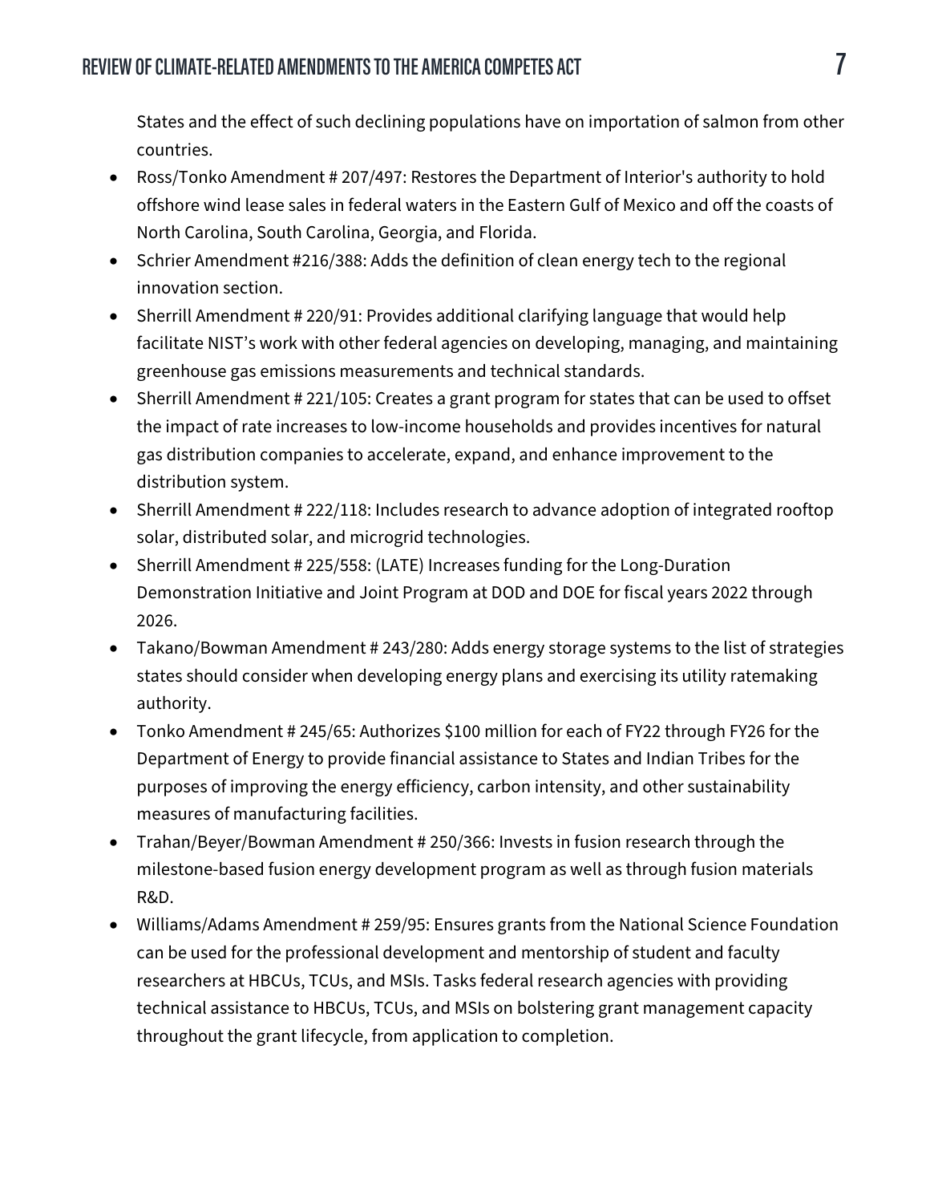States and the effect of such declining populations have on importation of salmon from other countries.

- Ross/Tonko Amendment # 207/497: Restores the Department of Interior's authority to hold offshore wind lease sales in federal waters in the Eastern Gulf of Mexico and off the coasts of North Carolina, South Carolina, Georgia, and Florida.
- Schrier Amendment #216/388: Adds the definition of clean energy tech to the regional innovation section.
- Sherrill Amendment # 220/91: Provides additional clarifying language that would help facilitate NIST's work with other federal agencies on developing, managing, and maintaining greenhouse gas emissions measurements and technical standards.
- Sherrill Amendment # 221/105: Creates a grant program for states that can be used to offset the impact of rate increases to low-income households and provides incentives for natural gas distribution companies to accelerate, expand, and enhance improvement to the distribution system.
- Sherrill Amendment # 222/118: Includes research to advance adoption of integrated rooftop solar, distributed solar, and microgrid technologies.
- Sherrill Amendment # 225/558: (LATE) Increases funding for the Long-Duration Demonstration Initiative and Joint Program at DOD and DOE for fiscal years 2022 through 2026.
- Takano/Bowman Amendment # 243/280: Adds energy storage systems to the list of strategies states should consider when developing energy plans and exercising its utility ratemaking authority.
- Tonko Amendment # 245/65: Authorizes $100 million for each of FY22 through FY26 for the Department of Energy to provide financial assistance to States and Indian Tribes for the purposes of improving the energy efficiency, carbon intensity, and other sustainability measures of manufacturing facilities.
- Trahan/Beyer/Bowman Amendment # 250/366: Invests in fusion research through the milestone-based fusion energy development program as well as through fusion materials R&D.
- Williams/Adams Amendment # 259/95: Ensures grants from the National Science Foundation can be used for the professional development and mentorship of student and faculty researchers at HBCUs, TCUs, and MSIs. Tasks federal research agencies with providing technical assistance to HBCUs, TCUs, and MSIs on bolstering grant management capacity throughout the grant lifecycle, from application to completion.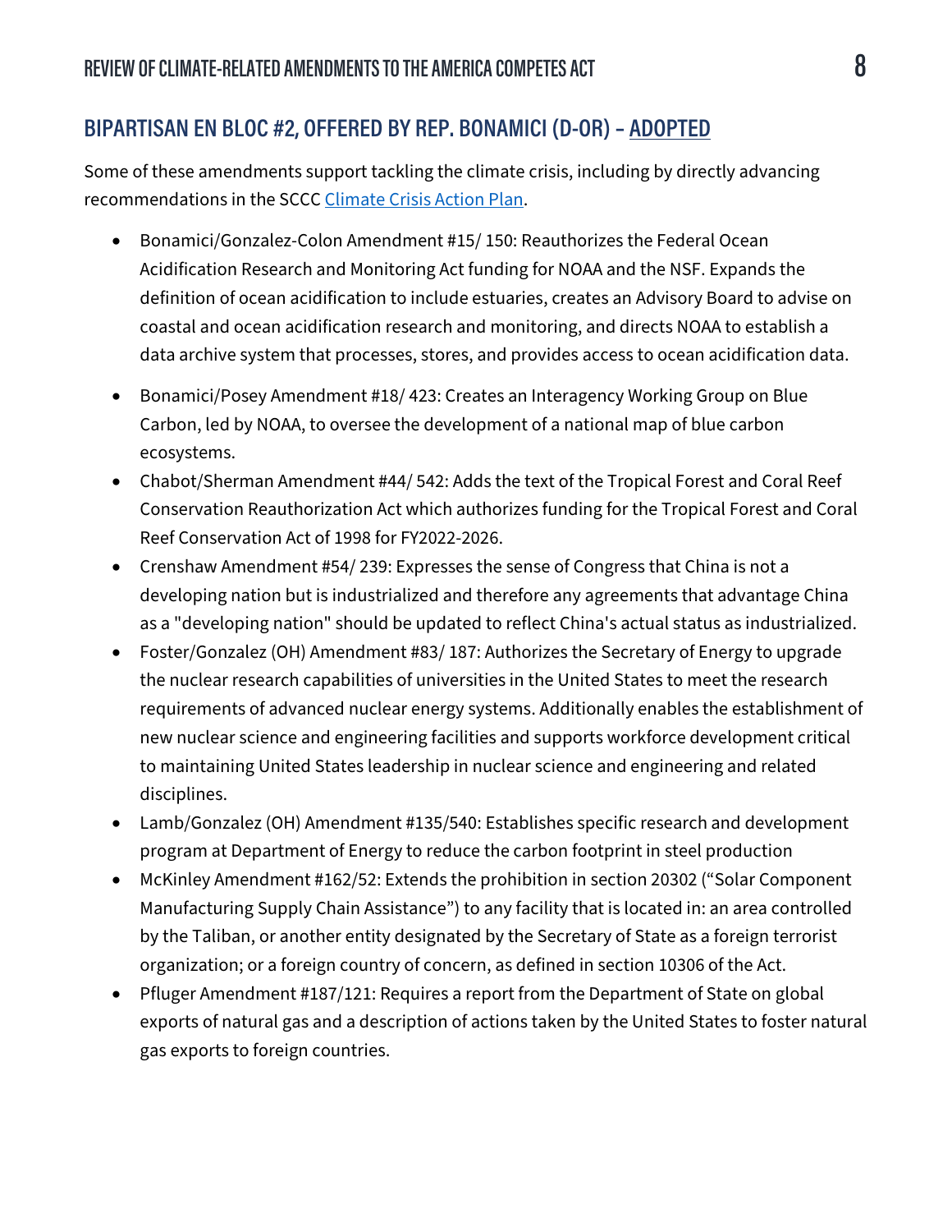## BIPARTISAN EN BLOC #2, OFFERED BY REP. BONAMICI (D-OR) – ADOPTED

Some of these amendments support tackling the climate crisis, including by directly advancing recommendations in the SCCC Climate Crisis Action Plan.

- Bonamici/Gonzalez-Colon Amendment #15/ 150: Reauthorizes the Federal Ocean Acidification Research and Monitoring Act funding for NOAA and the NSF. Expands the definition of ocean acidification to include estuaries, creates an Advisory Board to advise on coastal and ocean acidification research and monitoring, and directs NOAA to establish a data archive system that processes, stores, and provides access to ocean acidification data.
- Bonamici/Posey Amendment #18/ 423: Creates an Interagency Working Group on Blue Carbon, led by NOAA, to oversee the development of a national map of blue carbon ecosystems.
- Chabot/Sherman Amendment #44/ 542: Adds the text of the Tropical Forest and Coral Reef Conservation Reauthorization Act which authorizes funding for the Tropical Forest and Coral Reef Conservation Act of 1998 for FY2022-2026.
- Crenshaw Amendment #54/ 239: Expresses the sense of Congress that China is not a developing nation but is industrialized and therefore any agreements that advantage China as a "developing nation" should be updated to reflect China's actual status as industrialized.
- Foster/Gonzalez (OH) Amendment #83/ 187: Authorizes the Secretary of Energy to upgrade the nuclear research capabilities of universities in the United States to meet the research requirements of advanced nuclear energy systems. Additionally enables the establishment of new nuclear science and engineering facilities and supports workforce development critical to maintaining United States leadership in nuclear science and engineering and related disciplines.
- Lamb/Gonzalez (OH) Amendment #135/540: Establishes specific research and development program at Department of Energy to reduce the carbon footprint in steel production
- McKinley Amendment #162/52: Extends the prohibition in section 20302 ("Solar Component Manufacturing Supply Chain Assistance") to any facility that is located in: an area controlled by the Taliban, or another entity designated by the Secretary of State as a foreign terrorist organization; or a foreign country of concern, as defined in section 10306 of the Act.
- Pfluger Amendment #187/121: Requires a report from the Department of State on global exports of natural gas and a description of actions taken by the United States to foster natural gas exports to foreign countries.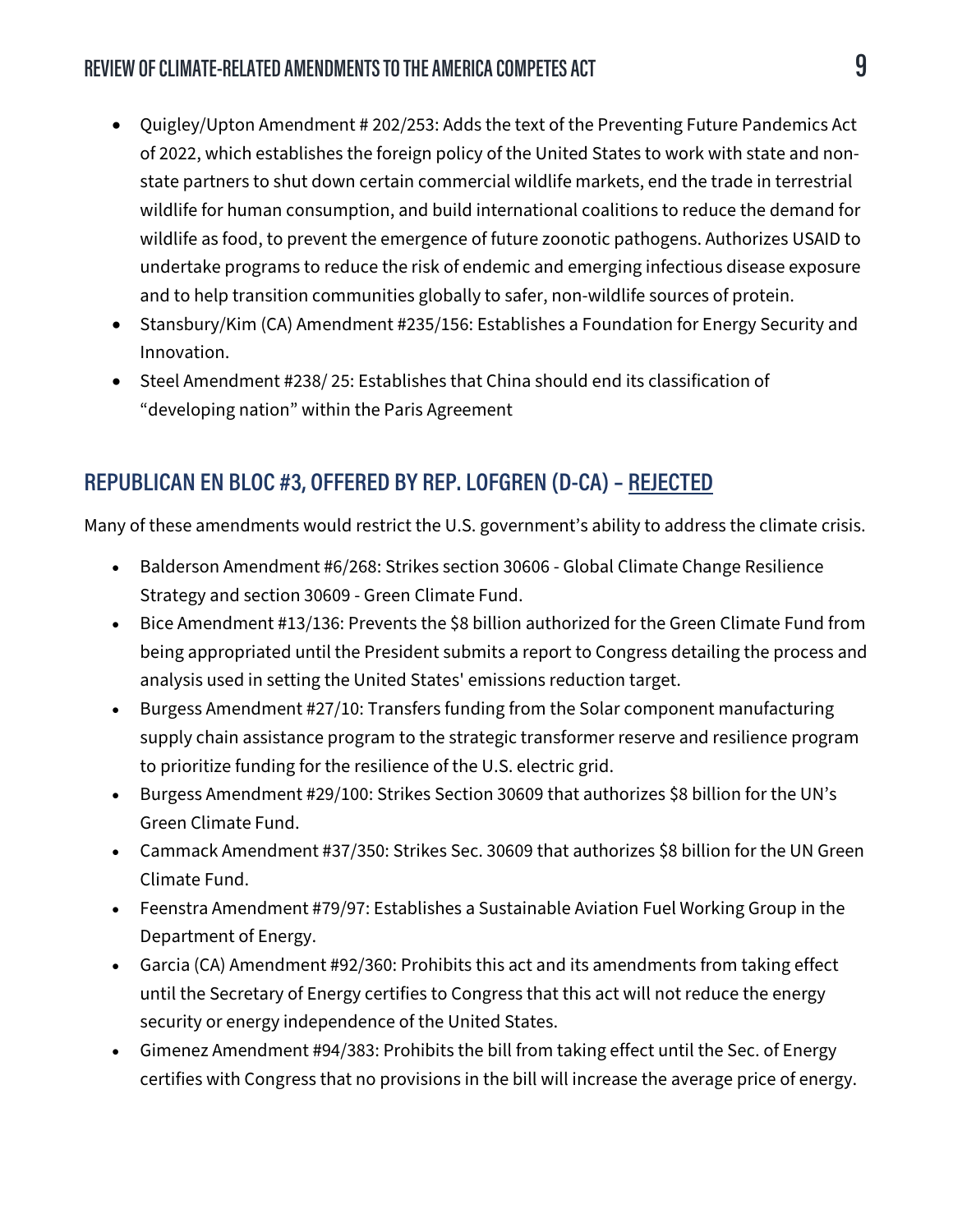- Quigley/Upton Amendment # 202/253: Adds the text of the Preventing Future Pandemics Act of 2022, which establishes the foreign policy of the United States to work with state and non-state partners to shut down certain commercial wildlife markets, end the trade in terrestrial wildlife for human consumption, and build international coalitions to reduce the demand for wildlife as food, to prevent the emergence of future zoonotic pathogens. Authorizes USAID to undertake programs to reduce the risk of endemic and emerging infectious disease exposure and to help transition communities globally to safer, non-wildlife sources of protein.
- Stansbury/Kim (CA) Amendment #235/156: Establishes a Foundation for Energy Security and Innovation.
- Steel Amendment #238/ 25: Establishes that China should end its classification of "developing nation" within the Paris Agreement

## REPUBLICAN EN BLOC #3, OFFERED BY REP. LOFGREN (D-CA) – REJECTED

Many of these amendments would restrict the U.S. government's ability to address the climate crisis.

- Balderson Amendment #6/268: Strikes section 30606 - Global Climate Change Resilience Strategy and section 30609 - Green Climate Fund.
- Bice Amendment #13/136: Prevents the $8 billion authorized for the Green Climate Fund from being appropriated until the President submits a report to Congress detailing the process and analysis used in setting the United States' emissions reduction target.
- Burgess Amendment #27/10: Transfers funding from the Solar component manufacturing supply chain assistance program to the strategic transformer reserve and resilience program to prioritize funding for the resilience of the U.S. electric grid.
- Burgess Amendment #29/100: Strikes Section 30609 that authorizes $8 billion for the UN's Green Climate Fund.
- Cammack Amendment #37/350: Strikes Sec. 30609 that authorizes $8 billion for the UN Green Climate Fund.
- Feenstra Amendment #79/97: Establishes a Sustainable Aviation Fuel Working Group in the Department of Energy.
- Garcia (CA) Amendment #92/360: Prohibits this act and its amendments from taking effect until the Secretary of Energy certifies to Congress that this act will not reduce the energy security or energy independence of the United States.
- Gimenez Amendment #94/383: Prohibits the bill from taking effect until the Sec. of Energy certifies with Congress that no provisions in the bill will increase the average price of energy.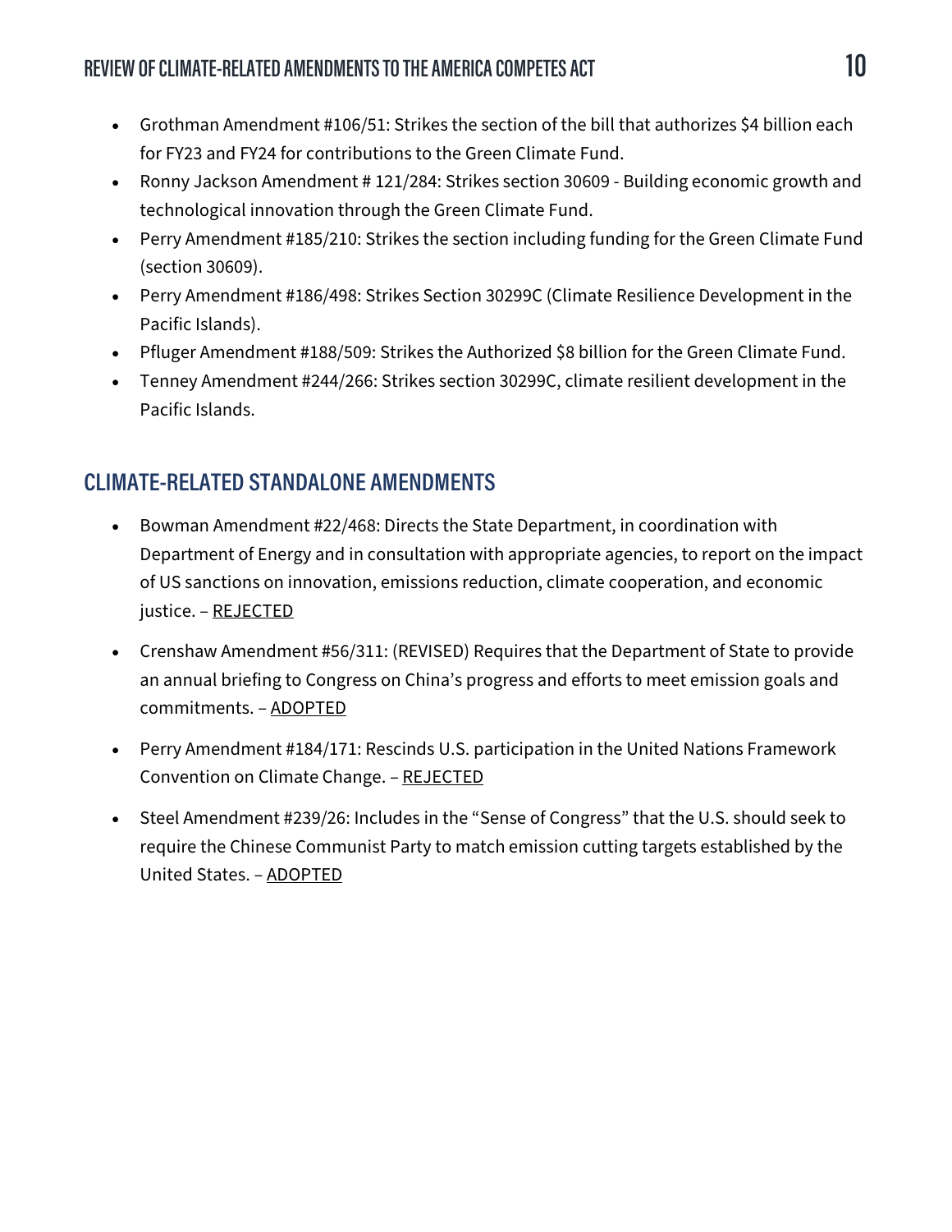- Grothman Amendment #106/51: Strikes the section of the bill that authorizes $4 billion each for FY23 and FY24 for contributions to the Green Climate Fund.
- Ronny Jackson Amendment # 121/284: Strikes section 30609 - Building economic growth and technological innovation through the Green Climate Fund.
- Perry Amendment #185/210: Strikes the section including funding for the Green Climate Fund (section 30609).
- Perry Amendment #186/498: Strikes Section 30299C (Climate Resilience Development in the Pacific Islands).
- Pfluger Amendment #188/509: Strikes the Authorized $8 billion for the Green Climate Fund.
- Tenney Amendment #244/266: Strikes section 30299C, climate resilient development in the Pacific Islands.

## CLIMATE-RELATED STANDALONE AMENDMENTS

- Bowman Amendment #22/468: Directs the State Department, in coordination with Department of Energy and in consultation with appropriate agencies, to report on the impact of US sanctions on innovation, emissions reduction, climate cooperation, and economic justice. – REJECTED

- Crenshaw Amendment #56/311: (REVISED) Requires that the Department of State to provide an annual briefing to Congress on China's progress and efforts to meet emission goals and commitments. – ADOPTED

- Perry Amendment #184/171: Rescinds U.S. participation in the United Nations Framework Convention on Climate Change. – REJECTED

- Steel Amendment #239/26: Includes in the "Sense of Congress" that the U.S. should seek to require the Chinese Communist Party to match emission cutting targets established by the United States. – ADOPTED